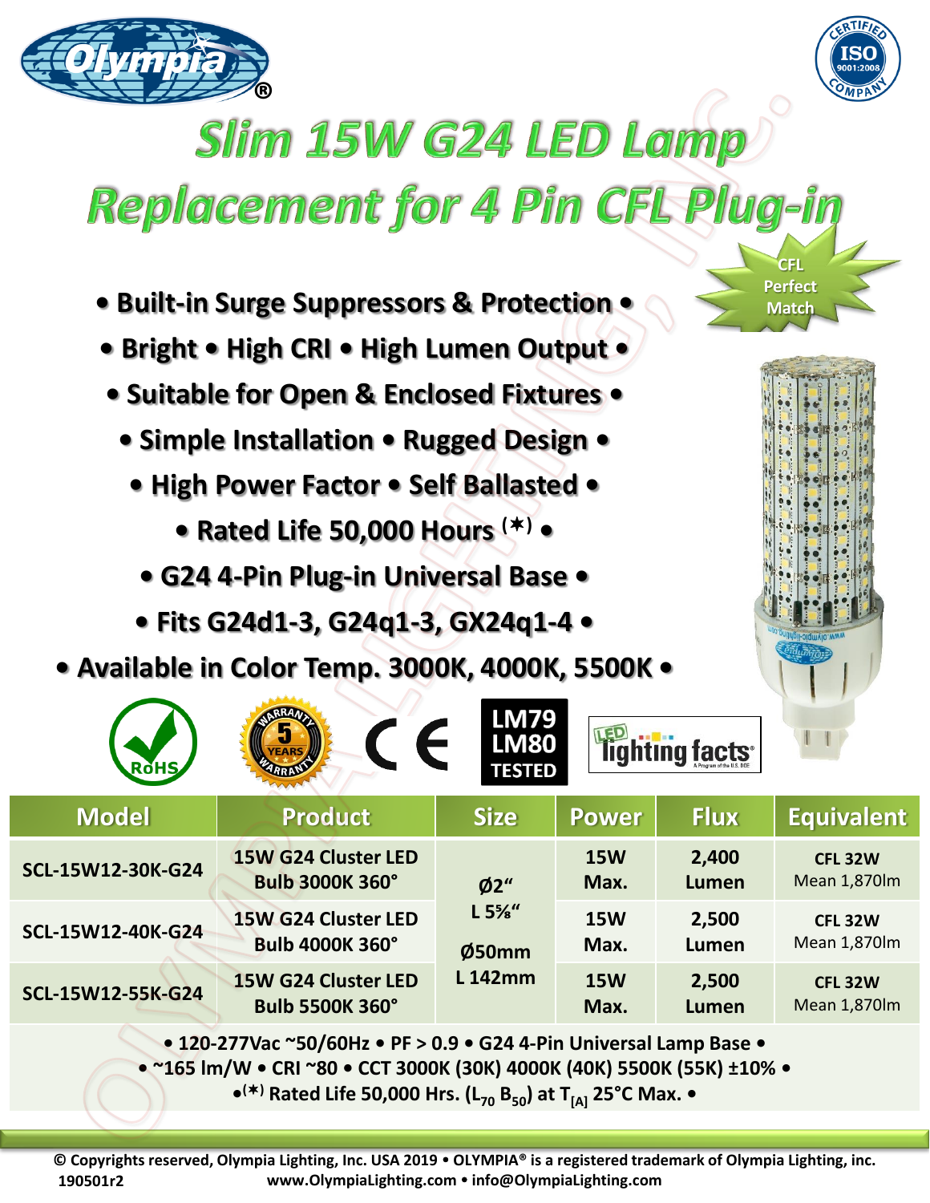# Slim 15W G24 LED Lamp Replacement for 4 Pin CFL Plug-in

CFL Perfect Match

- Built-in Surge Suppressors & Protection •
- Bright • High CRI • High Lumen Output •
- Suitable for Open & Enclosed Fixtures •
- Simple Installation • Rugged Design •
- High Power Factor • Self Ballasted •
- Rated Life 50,000 Hours (✶) •
- G24 4-Pin Plug-in Universal Base •
- Fits G24d1-3, G24q1-3, GX24q1-4 •
- Available in Color Temp. 3000K, 4000K, 5500K •

RoHS • 5 Years Warranty • CE • LM79 LM80 TESTED • LED lighting facts

| Model | Product | Size | Power | Flux | Equivalent |
|---|---|---|---|---|---|
| SCL-15W12-30K-G24 | 15W G24 Cluster LED Bulb 3000K 360° | Ø2" L 5⅝" Ø50mm L 142mm | 15W Max. | 2,400 Lumen | CFL 32W Mean 1,870lm |
| SCL-15W12-40K-G24 | 15W G24 Cluster LED Bulb 4000K 360° | | 15W Max. | 2,500 Lumen | CFL 32W Mean 1,870lm |
| SCL-15W12-55K-G24 | 15W G24 Cluster LED Bulb 5500K 360° | | 15W Max. | 2,500 Lumen | CFL 32W Mean 1,870lm |

• 120-277Vac ~50/60Hz • PF > 0.9 • G24 4-Pin Universal Lamp Base •
• ~165 lm/W • CRI ~80 • CCT 3000K (30K) 4000K (40K) 5500K (55K) ±10% •
•(✶) Rated Life 50,000 Hrs. ($L_{70}$ $B_{50}$) at $T_{[A]}$ 25°C Max. •

© Copyrights reserved, Olympia Lighting, Inc. USA 2019 • OLYMPIA® is a registered trademark of Olympia Lighting, inc.
190501r2 www.OlympiaLighting.com • info@OlympiaLighting.com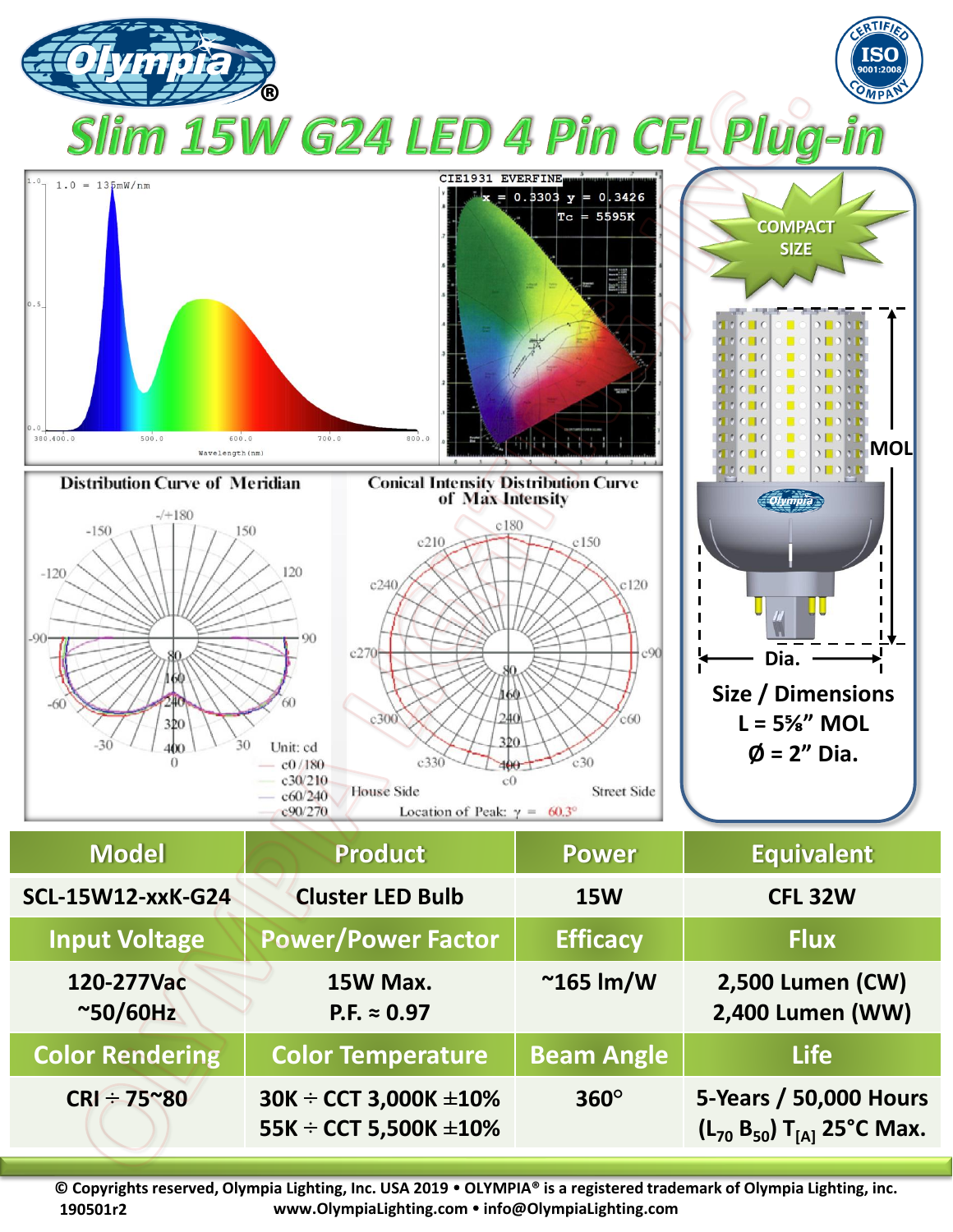# Slim 15W G24 LED 4 Pin CFL Plug-in

1.0 = 135mW/nm

380.400.0 500.0 600.0 700.0 800.0

Wavelength(nm)

CIE1931 EVERFINE

x = 0.3303 y = 0.3426

Tc = 5595K

Distribution Curve of Meridian

Unit: cd

c0/180

c30/210

c60/240

c90/270

Conical Intensity Distribution Curve of Max Intensity

House Side

Street Side

Location of Peak: γ = 60.3°

COMPACT SIZE

MOL

Dia.

**Size / Dimensions**

**L = 5⅝" MOL**

**Ø = 2" Dia.**

| Model | Product | Power | Equivalent |
|---|---|---|---|
| SCL-15W12-xxK-G24 | Cluster LED Bulb | 15W | CFL 32W |
| **Input Voltage** | **Power/Power Factor** | **Efficacy** | **Flux** |
| 120-277Vac ~50/60Hz | 15W Max. P.F. ≈ 0.97 | ~165 lm/W | 2,500 Lumen (CW) 2,400 Lumen (WW) |
| **Color Rendering** | **Color Temperature** | **Beam Angle** | **Life** |
| CRI ÷ 75~80 | 30K ÷ CCT 3,000K ±10% 55K ÷ CCT 5,500K ±10% | 360° | 5-Years / 50,000 Hours ($L_{70}$ $B_{50}$) $T_{[A]}$ 25°C Max. |

© Copyrights reserved, Olympia Lighting, Inc. USA 2019 • OLYMPIA® is a registered trademark of Olympia Lighting, inc.

190501r2 www.OlympiaLighting.com • info@OlympiaLighting.com